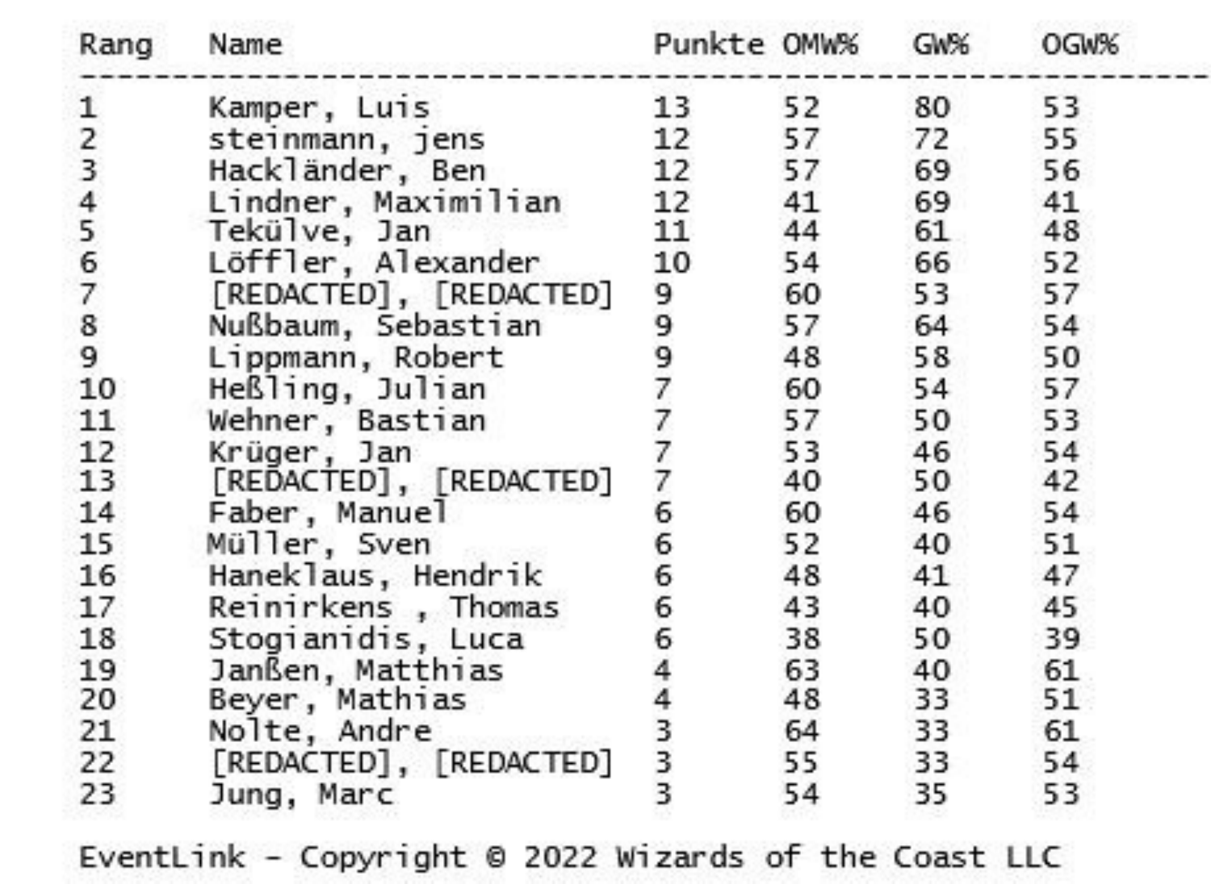| Rang | Name | Punkte | OMW% | GW% | OGW% |
|---|---|---|---|---|---|
| 1 | Kamper, Luis | 13 | 52 | 80 | 53 |
| 2 | steinmann, jens | 12 | 57 | 72 | 55 |
| 3 | Hackländer, Ben | 12 | 57 | 69 | 56 |
| 4 | Lindner, Maximilian | 12 | 41 | 69 | 41 |
| 5 | Tekülve, Jan | 11 | 44 | 61 | 48 |
| 6 | Löffler, Alexander | 10 | 54 | 66 | 52 |
| 7 | [REDACTED], [REDACTED] | 9 | 60 | 53 | 57 |
| 8 | Nußbaum, Sebastian | 9 | 57 | 64 | 54 |
| 9 | Lippmann, Robert | 9 | 48 | 58 | 50 |
| 10 | Heßling, Julian | 7 | 60 | 54 | 57 |
| 11 | Wehner, Bastian | 7 | 57 | 50 | 53 |
| 12 | Krüger, Jan | 7 | 53 | 46 | 54 |
| 13 | [REDACTED], [REDACTED] | 7 | 40 | 50 | 42 |
| 14 | Faber, Manuel | 6 | 60 | 46 | 54 |
| 15 | Müller, Sven | 6 | 52 | 40 | 51 |
| 16 | Haneklaus, Hendrik | 6 | 48 | 41 | 47 |
| 17 | Reinirkens , Thomas | 6 | 43 | 40 | 45 |
| 18 | Stogianidis, Luca | 6 | 38 | 50 | 39 |
| 19 | Janßen, Matthias | 4 | 63 | 40 | 61 |
| 20 | Beyer, Mathias | 4 | 48 | 33 | 51 |
| 21 | Nolte, Andre | 3 | 64 | 33 | 61 |
| 22 | [REDACTED], [REDACTED] | 3 | 55 | 33 | 54 |
| 23 | Jung, Marc | 3 | 54 | 35 | 53 |

EventLink - Copyright © 2022 Wizards of the Coast LLC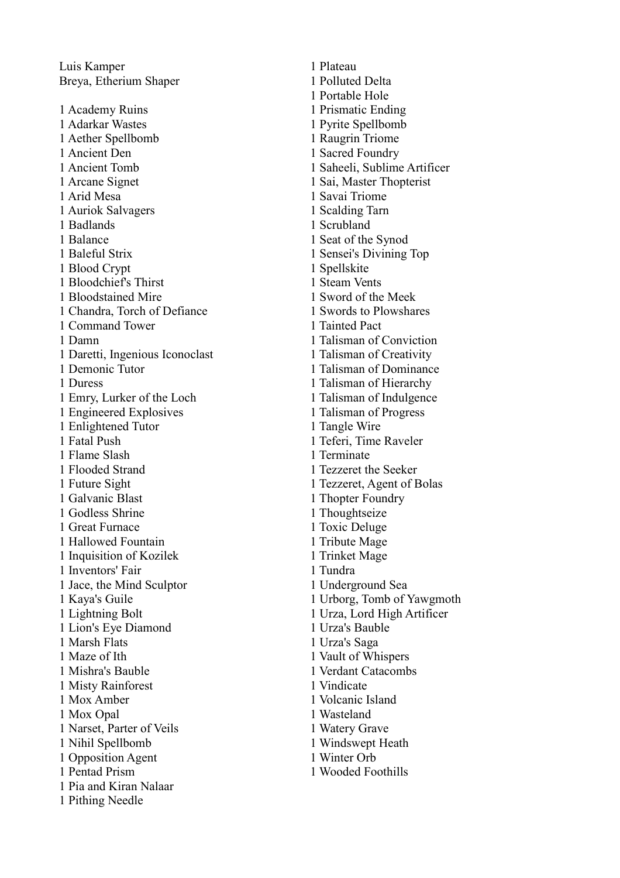Luis Kamper
Breya, Etherium Shaper

1 Academy Ruins
1 Adarkar Wastes
1 Aether Spellbomb
1 Ancient Den
1 Ancient Tomb
1 Arcane Signet
1 Arid Mesa
1 Auriok Salvagers
1 Badlands
1 Balance
1 Baleful Strix
1 Blood Crypt
1 Bloodchief's Thirst
1 Bloodstained Mire
1 Chandra, Torch of Defiance
1 Command Tower
1 Damn
1 Daretti, Ingenious Iconoclast
1 Demonic Tutor
1 Duress
1 Emry, Lurker of the Loch
1 Engineered Explosives
1 Enlightened Tutor
1 Fatal Push
1 Flame Slash
1 Flooded Strand
1 Future Sight
1 Galvanic Blast
1 Godless Shrine
1 Great Furnace
1 Hallowed Fountain
1 Inquisition of Kozilek
1 Inventors' Fair
1 Jace, the Mind Sculptor
1 Kaya's Guile
1 Lightning Bolt
1 Lion's Eye Diamond
1 Marsh Flats
1 Maze of Ith
1 Mishra's Bauble
1 Misty Rainforest
1 Mox Amber
1 Mox Opal
1 Narset, Parter of Veils
1 Nihil Spellbomb
1 Opposition Agent
1 Pentad Prism
1 Pia and Kiran Nalaar
1 Pithing Needle
1 Plateau
1 Polluted Delta
1 Portable Hole
1 Prismatic Ending
1 Pyrite Spellbomb
1 Raugrin Triome
1 Sacred Foundry
1 Saheeli, Sublime Artificer
1 Sai, Master Thopterist
1 Savai Triome
1 Scalding Tarn
1 Scrubland
1 Seat of the Synod
1 Sensei's Divining Top
1 Spellskite
1 Steam Vents
1 Sword of the Meek
1 Swords to Plowshares
1 Tainted Pact
1 Talisman of Conviction
1 Talisman of Creativity
1 Talisman of Dominance
1 Talisman of Hierarchy
1 Talisman of Indulgence
1 Talisman of Progress
1 Tangle Wire
1 Teferi, Time Raveler
1 Terminate
1 Tezzeret the Seeker
1 Tezzeret, Agent of Bolas
1 Thopter Foundry
1 Thoughtseize
1 Toxic Deluge
1 Tribute Mage
1 Trinket Mage
1 Tundra
1 Underground Sea
1 Urborg, Tomb of Yawgmoth
1 Urza, Lord High Artificer
1 Urza's Bauble
1 Urza's Saga
1 Vault of Whispers
1 Verdant Catacombs
1 Vindicate
1 Volcanic Island
1 Wasteland
1 Watery Grave
1 Windswept Heath
1 Winter Orb
1 Wooded Foothills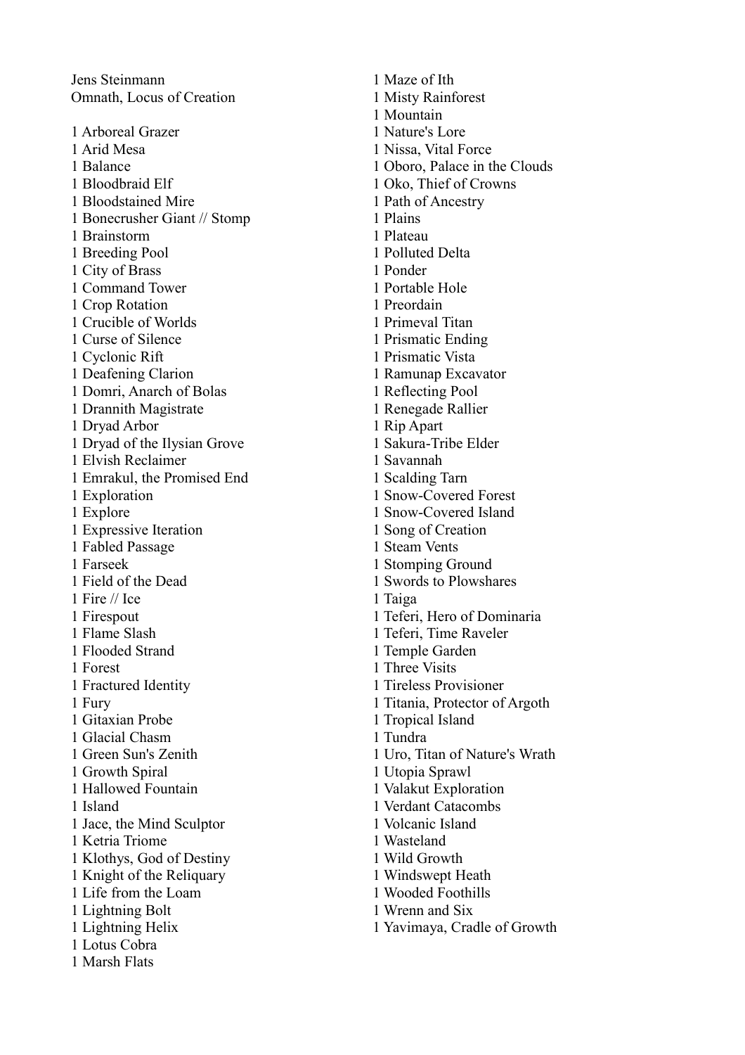Jens Steinmann
Omnath, Locus of Creation

1 Arboreal Grazer
1 Arid Mesa
1 Balance
1 Bloodbraid Elf
1 Bloodstained Mire
1 Bonecrusher Giant // Stomp
1 Brainstorm
1 Breeding Pool
1 City of Brass
1 Command Tower
1 Crop Rotation
1 Crucible of Worlds
1 Curse of Silence
1 Cyclonic Rift
1 Deafening Clarion
1 Domri, Anarch of Bolas
1 Drannith Magistrate
1 Dryad Arbor
1 Dryad of the Ilysian Grove
1 Elvish Reclaimer
1 Emrakul, the Promised End
1 Exploration
1 Explore
1 Expressive Iteration
1 Fabled Passage
1 Farseek
1 Field of the Dead
1 Fire // Ice
1 Firespout
1 Flame Slash
1 Flooded Strand
1 Forest
1 Fractured Identity
1 Fury
1 Gitaxian Probe
1 Glacial Chasm
1 Green Sun's Zenith
1 Growth Spiral
1 Hallowed Fountain
1 Island
1 Jace, the Mind Sculptor
1 Ketria Triome
1 Klothys, God of Destiny
1 Knight of the Reliquary
1 Life from the Loam
1 Lightning Bolt
1 Lightning Helix
1 Lotus Cobra
1 Marsh Flats
1 Maze of Ith
1 Misty Rainforest
1 Mountain
1 Nature's Lore
1 Nissa, Vital Force
1 Oboro, Palace in the Clouds
1 Oko, Thief of Crowns
1 Path of Ancestry
1 Plains
1 Plateau
1 Polluted Delta
1 Ponder
1 Portable Hole
1 Preordain
1 Primeval Titan
1 Prismatic Ending
1 Prismatic Vista
1 Ramunap Excavator
1 Reflecting Pool
1 Renegade Rallier
1 Rip Apart
1 Sakura-Tribe Elder
1 Savannah
1 Scalding Tarn
1 Snow-Covered Forest
1 Snow-Covered Island
1 Song of Creation
1 Steam Vents
1 Stomping Ground
1 Swords to Plowshares
1 Taiga
1 Teferi, Hero of Dominaria
1 Teferi, Time Raveler
1 Temple Garden
1 Three Visits
1 Tireless Provisioner
1 Titania, Protector of Argoth
1 Tropical Island
1 Tundra
1 Uro, Titan of Nature's Wrath
1 Utopia Sprawl
1 Valakut Exploration
1 Verdant Catacombs
1 Volcanic Island
1 Wasteland
1 Wild Growth
1 Windswept Heath
1 Wooded Foothills
1 Wrenn and Six
1 Yavimaya, Cradle of Growth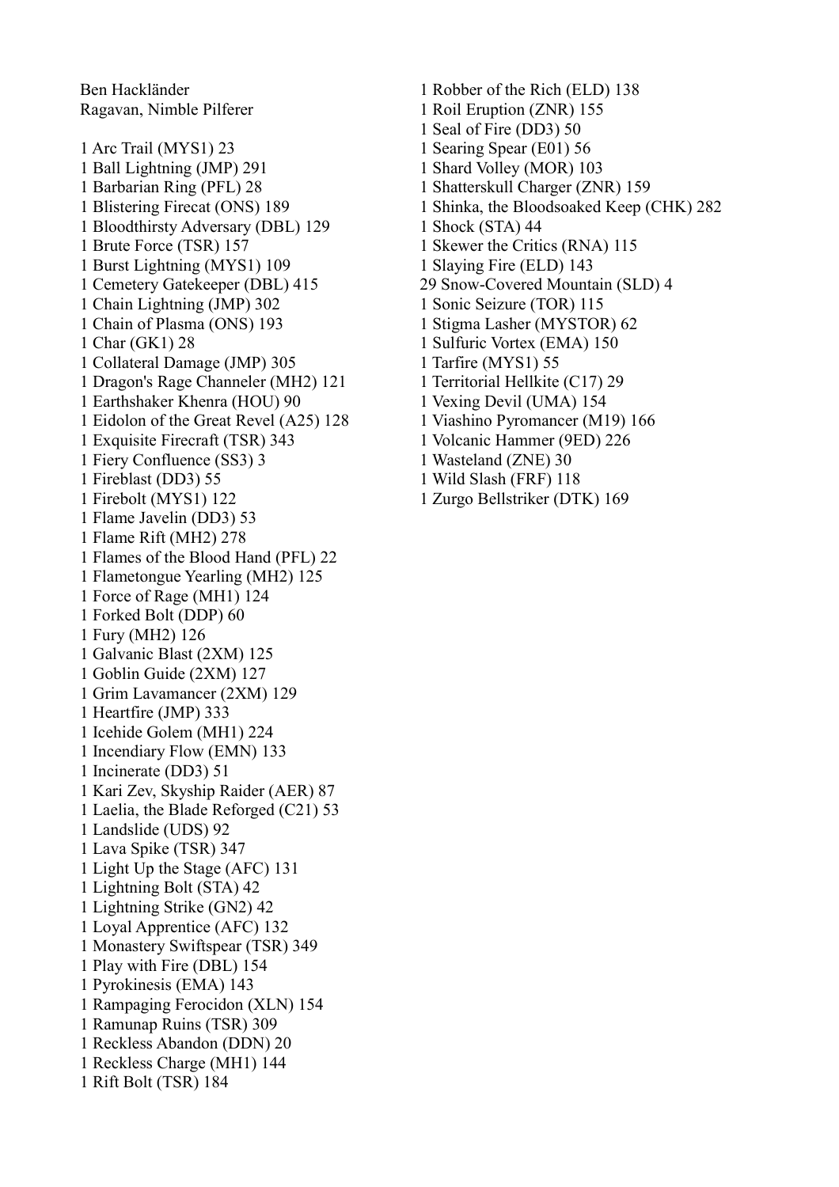Ben Hackländer
Ragavan, Nimble Pilferer

1 Arc Trail (MYS1) 23
1 Ball Lightning (JMP) 291
1 Barbarian Ring (PFL) 28
1 Blistering Firecat (ONS) 189
1 Bloodthirsty Adversary (DBL) 129
1 Brute Force (TSR) 157
1 Burst Lightning (MYS1) 109
1 Cemetery Gatekeeper (DBL) 415
1 Chain Lightning (JMP) 302
1 Chain of Plasma (ONS) 193
1 Char (GK1) 28
1 Collateral Damage (JMP) 305
1 Dragon's Rage Channeler (MH2) 121
1 Earthshaker Khenra (HOU) 90
1 Eidolon of the Great Revel (A25) 128
1 Exquisite Firecraft (TSR) 343
1 Fiery Confluence (SS3) 3
1 Fireblast (DD3) 55
1 Firebolt (MYS1) 122
1 Flame Javelin (DD3) 53
1 Flame Rift (MH2) 278
1 Flames of the Blood Hand (PFL) 22
1 Flametongue Yearling (MH2) 125
1 Force of Rage (MH1) 124
1 Forked Bolt (DDP) 60
1 Fury (MH2) 126
1 Galvanic Blast (2XM) 125
1 Goblin Guide (2XM) 127
1 Grim Lavamancer (2XM) 129
1 Heartfire (JMP) 333
1 Icehide Golem (MH1) 224
1 Incendiary Flow (EMN) 133
1 Incinerate (DD3) 51
1 Kari Zev, Skyship Raider (AER) 87
1 Laelia, the Blade Reforged (C21) 53
1 Landslide (UDS) 92
1 Lava Spike (TSR) 347
1 Light Up the Stage (AFC) 131
1 Lightning Bolt (STA) 42
1 Lightning Strike (GN2) 42
1 Loyal Apprentice (AFC) 132
1 Monastery Swiftspear (TSR) 349
1 Play with Fire (DBL) 154
1 Pyrokinesis (EMA) 143
1 Rampaging Ferocidon (XLN) 154
1 Ramunap Ruins (TSR) 309
1 Reckless Abandon (DDN) 20
1 Reckless Charge (MH1) 144
1 Rift Bolt (TSR) 184
1 Robber of the Rich (ELD) 138
1 Roil Eruption (ZNR) 155
1 Seal of Fire (DD3) 50
1 Searing Spear (E01) 56
1 Shard Volley (MOR) 103
1 Shatterskull Charger (ZNR) 159
1 Shinka, the Bloodsoaked Keep (CHK) 282
1 Shock (STA) 44
1 Skewer the Critics (RNA) 115
1 Slaying Fire (ELD) 143
29 Snow-Covered Mountain (SLD) 4
1 Sonic Seizure (TOR) 115
1 Stigma Lasher (MYSTOR) 62
1 Sulfuric Vortex (EMA) 150
1 Tarfire (MYS1) 55
1 Territorial Hellkite (C17) 29
1 Vexing Devil (UMA) 154
1 Viashino Pyromancer (M19) 166
1 Volcanic Hammer (9ED) 226
1 Wasteland (ZNE) 30
1 Wild Slash (FRF) 118
1 Zurgo Bellstriker (DTK) 169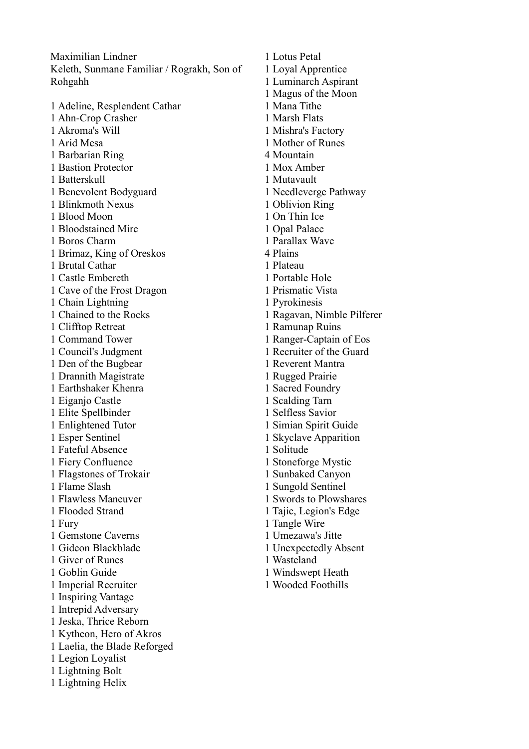Maximilian Lindner
Keleth, Sunmane Familiar / Rograkh, Son of Rohgahh

1 Adeline, Resplendent Cathar
1 Ahn-Crop Crasher
1 Akroma's Will
1 Arid Mesa
1 Barbarian Ring
1 Bastion Protector
1 Batterskull
1 Benevolent Bodyguard
1 Blinkmoth Nexus
1 Blood Moon
1 Bloodstained Mire
1 Boros Charm
1 Brimaz, King of Oreskos
1 Brutal Cathar
1 Castle Embereth
1 Cave of the Frost Dragon
1 Chain Lightning
1 Chained to the Rocks
1 Clifftop Retreat
1 Command Tower
1 Council's Judgment
1 Den of the Bugbear
1 Drannith Magistrate
1 Earthshaker Khenra
1 Eiganjo Castle
1 Elite Spellbinder
1 Enlightened Tutor
1 Esper Sentinel
1 Fateful Absence
1 Fiery Confluence
1 Flagstones of Trokair
1 Flame Slash
1 Flawless Maneuver
1 Flooded Strand
1 Fury
1 Gemstone Caverns
1 Gideon Blackblade
1 Giver of Runes
1 Goblin Guide
1 Imperial Recruiter
1 Inspiring Vantage
1 Intrepid Adversary
1 Jeska, Thrice Reborn
1 Kytheon, Hero of Akros
1 Laelia, the Blade Reforged
1 Legion Loyalist
1 Lightning Bolt
1 Lightning Helix
1 Lotus Petal
1 Loyal Apprentice
1 Luminarch Aspirant
1 Magus of the Moon
1 Mana Tithe
1 Marsh Flats
1 Mishra's Factory
1 Mother of Runes
4 Mountain
1 Mox Amber
1 Mutavault
1 Needleverge Pathway
1 Oblivion Ring
1 On Thin Ice
1 Opal Palace
1 Parallax Wave
4 Plains
1 Plateau
1 Portable Hole
1 Prismatic Vista
1 Pyrokinesis
1 Ragavan, Nimble Pilferer
1 Ramunap Ruins
1 Ranger-Captain of Eos
1 Recruiter of the Guard
1 Reverent Mantra
1 Rugged Prairie
1 Sacred Foundry
1 Scalding Tarn
1 Selfless Savior
1 Simian Spirit Guide
1 Skyclave Apparition
1 Solitude
1 Stoneforge Mystic
1 Sunbaked Canyon
1 Sungold Sentinel
1 Swords to Plowshares
1 Tajic, Legion's Edge
1 Tangle Wire
1 Umezawa's Jitte
1 Unexpectedly Absent
1 Wasteland
1 Windswept Heath
1 Wooded Foothills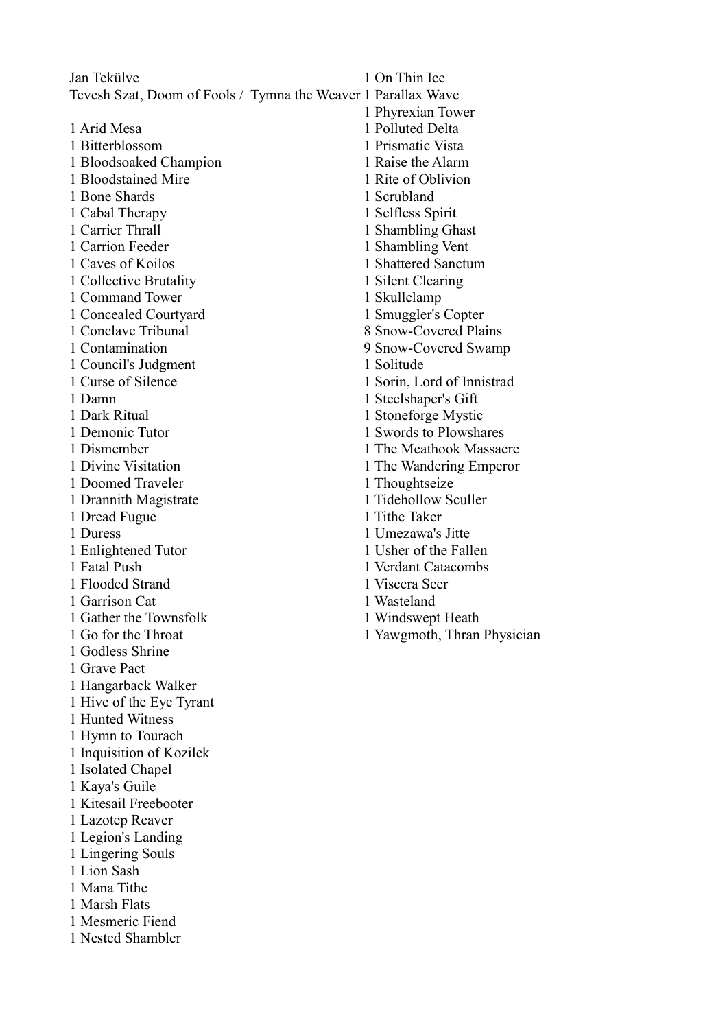Jan Tekülve

Tevesh Szat, Doom of Fools / Tymna the Weaver

1 Arid Mesa
1 Bitterblossom
1 Bloodsoaked Champion
1 Bloodstained Mire
1 Bone Shards
1 Cabal Therapy
1 Carrier Thrall
1 Carrion Feeder
1 Caves of Koilos
1 Collective Brutality
1 Command Tower
1 Concealed Courtyard
1 Conclave Tribunal
1 Contamination
1 Council's Judgment
1 Curse of Silence
1 Damn
1 Dark Ritual
1 Demonic Tutor
1 Dismember
1 Divine Visitation
1 Doomed Traveler
1 Drannith Magistrate
1 Dread Fugue
1 Duress
1 Enlightened Tutor
1 Fatal Push
1 Flooded Strand
1 Garrison Cat
1 Gather the Townsfolk
1 Go for the Throat
1 Godless Shrine
1 Grave Pact
1 Hangarback Walker
1 Hive of the Eye Tyrant
1 Hunted Witness
1 Hymn to Tourach
1 Inquisition of Kozilek
1 Isolated Chapel
1 Kaya's Guile
1 Kitesail Freebooter
1 Lazotep Reaver
1 Legion's Landing
1 Lingering Souls
1 Lion Sash
1 Mana Tithe
1 Marsh Flats
1 Mesmeric Fiend
1 Nested Shambler
1 On Thin Ice
1 Parallax Wave
1 Phyrexian Tower
1 Polluted Delta
1 Prismatic Vista
1 Raise the Alarm
1 Rite of Oblivion
1 Scrubland
1 Selfless Spirit
1 Shambling Ghast
1 Shambling Vent
1 Shattered Sanctum
1 Silent Clearing
1 Skullclamp
1 Smuggler's Copter
8 Snow-Covered Plains
9 Snow-Covered Swamp
1 Solitude
1 Sorin, Lord of Innistrad
1 Steelshaper's Gift
1 Stoneforge Mystic
1 Swords to Plowshares
1 The Meathook Massacre
1 The Wandering Emperor
1 Thoughtseize
1 Tidehollow Sculler
1 Tithe Taker
1 Umezawa's Jitte
1 Usher of the Fallen
1 Verdant Catacombs
1 Viscera Seer
1 Wasteland
1 Windswept Heath
1 Yawgmoth, Thran Physician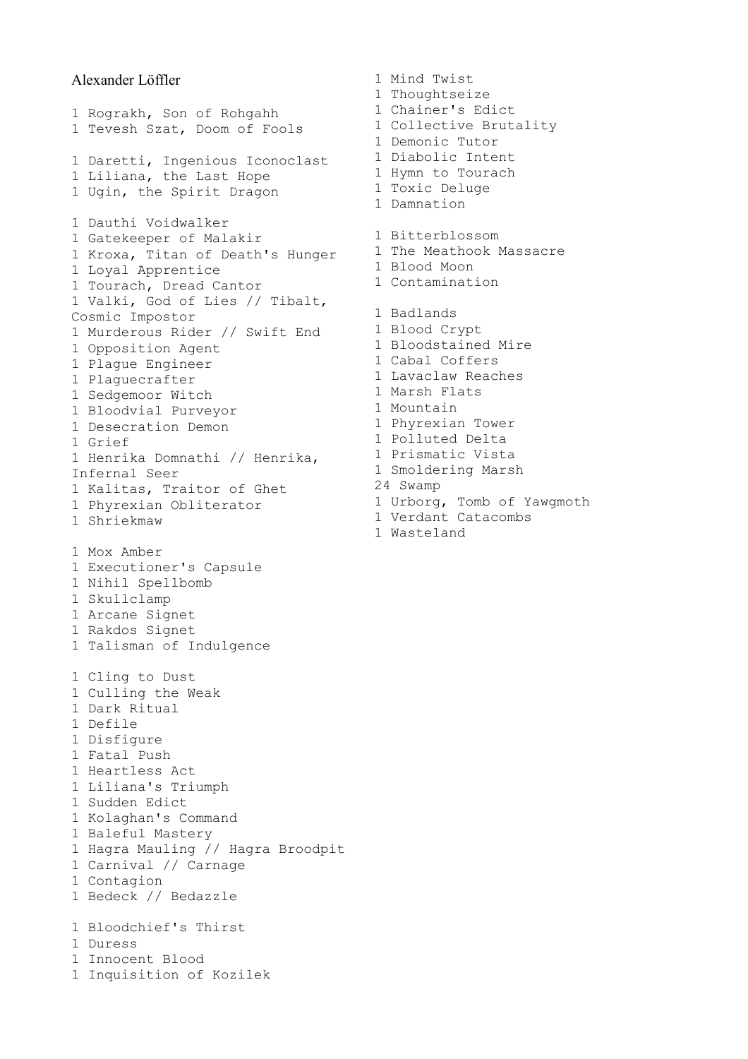Alexander Löffler

1 Rograkh, Son of Rohgahh
1 Tevesh Szat, Doom of Fools

1 Daretti, Ingenious Iconoclast
1 Liliana, the Last Hope
1 Ugin, the Spirit Dragon

1 Dauthi Voidwalker
1 Gatekeeper of Malakir
1 Kroxa, Titan of Death's Hunger
1 Loyal Apprentice
1 Tourach, Dread Cantor
1 Valki, God of Lies // Tibalt, Cosmic Impostor
1 Murderous Rider // Swift End
1 Opposition Agent
1 Plague Engineer
1 Plaguecrafter
1 Sedgemoor Witch
1 Bloodvial Purveyor
1 Desecration Demon
1 Grief
1 Henrika Domnathi // Henrika, Infernal Seer
1 Kalitas, Traitor of Ghet
1 Phyrexian Obliterator
1 Shriekmaw

1 Mox Amber
1 Executioner's Capsule
1 Nihil Spellbomb
1 Skullclamp
1 Arcane Signet
1 Rakdos Signet
1 Talisman of Indulgence

1 Cling to Dust
1 Culling the Weak
1 Dark Ritual
1 Defile
1 Disfigure
1 Fatal Push
1 Heartless Act
1 Liliana's Triumph
1 Sudden Edict
1 Kolaghan's Command
1 Baleful Mastery
1 Hagra Mauling // Hagra Broodpit
1 Carnival // Carnage
1 Contagion
1 Bedeck // Bedazzle

1 Bloodchief's Thirst
1 Duress
1 Innocent Blood
1 Inquisition of Kozilek
1 Mind Twist
1 Thoughtseize
1 Chainer's Edict
1 Collective Brutality
1 Demonic Tutor
1 Diabolic Intent
1 Hymn to Tourach
1 Toxic Deluge
1 Damnation

1 Bitterblossom
1 The Meathook Massacre
1 Blood Moon
1 Contamination

1 Badlands
1 Blood Crypt
1 Bloodstained Mire
1 Cabal Coffers
1 Lavaclaw Reaches
1 Marsh Flats
1 Mountain
1 Phyrexian Tower
1 Polluted Delta
1 Prismatic Vista
1 Smoldering Marsh
24 Swamp
1 Urborg, Tomb of Yawgmoth
1 Verdant Catacombs
1 Wasteland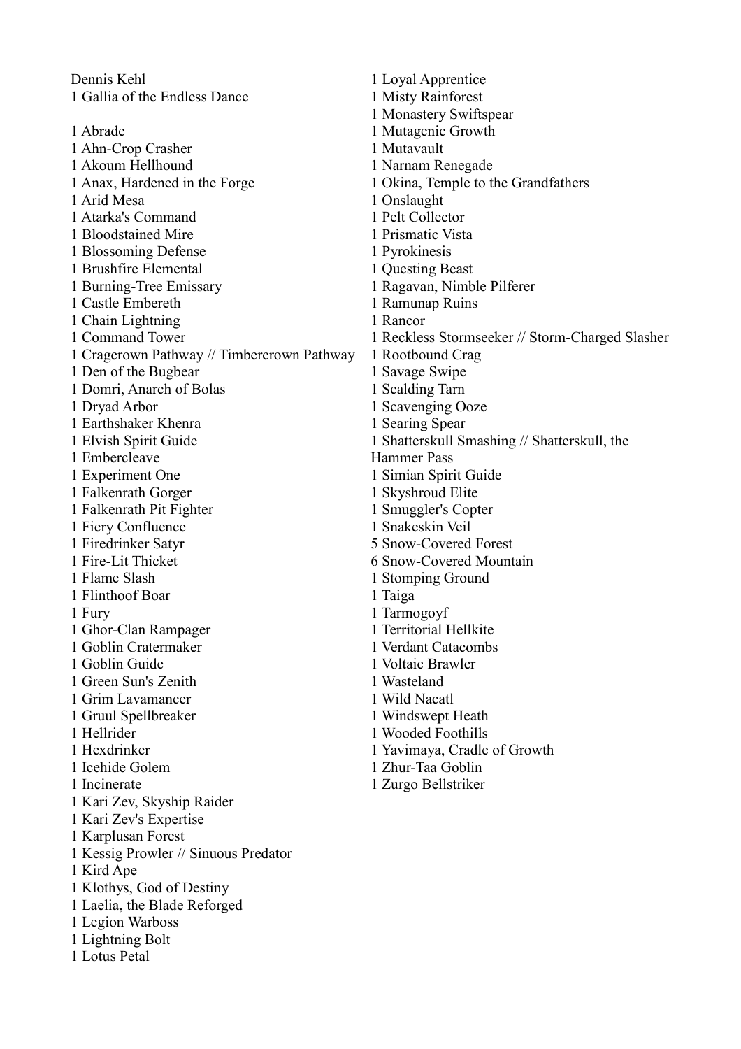Dennis Kehl
1 Gallia of the Endless Dance

1 Abrade
1 Ahn-Crop Crasher
1 Akoum Hellhound
1 Anax, Hardened in the Forge
1 Arid Mesa
1 Atarka's Command
1 Bloodstained Mire
1 Blossoming Defense
1 Brushfire Elemental
1 Burning-Tree Emissary
1 Castle Embereth
1 Chain Lightning
1 Command Tower
1 Cragcrown Pathway // Timbercrown Pathway
1 Den of the Bugbear
1 Domri, Anarch of Bolas
1 Dryad Arbor
1 Earthshaker Khenra
1 Elvish Spirit Guide
1 Embercleave
1 Experiment One
1 Falkenrath Gorger
1 Falkenrath Pit Fighter
1 Fiery Confluence
1 Firedrinker Satyr
1 Fire-Lit Thicket
1 Flame Slash
1 Flinthoof Boar
1 Fury
1 Ghor-Clan Rampager
1 Goblin Cratermaker
1 Goblin Guide
1 Green Sun's Zenith
1 Grim Lavamancer
1 Gruul Spellbreaker
1 Hellrider
1 Hexdrinker
1 Icehide Golem
1 Incinerate
1 Kari Zev, Skyship Raider
1 Kari Zev's Expertise
1 Karplusan Forest
1 Kessig Prowler // Sinuous Predator
1 Kird Ape
1 Klothys, God of Destiny
1 Laelia, the Blade Reforged
1 Legion Warboss
1 Lightning Bolt
1 Lotus Petal
1 Loyal Apprentice
1 Misty Rainforest
1 Monastery Swiftspear
1 Mutagenic Growth
1 Mutavault
1 Narnam Renegade
1 Okina, Temple to the Grandfathers
1 Onslaught
1 Pelt Collector
1 Prismatic Vista
1 Pyrokinesis
1 Questing Beast
1 Ragavan, Nimble Pilferer
1 Ramunap Ruins
1 Rancor
1 Reckless Stormseeker // Storm-Charged Slasher
1 Rootbound Crag
1 Savage Swipe
1 Scalding Tarn
1 Scavenging Ooze
1 Searing Spear
1 Shatterskull Smashing // Shatterskull, the Hammer Pass
1 Simian Spirit Guide
1 Skyshroud Elite
1 Smuggler's Copter
1 Snakeskin Veil
5 Snow-Covered Forest
6 Snow-Covered Mountain
1 Stomping Ground
1 Taiga
1 Tarmogoyf
1 Territorial Hellkite
1 Verdant Catacombs
1 Voltaic Brawler
1 Wasteland
1 Wild Nacatl
1 Windswept Heath
1 Wooded Foothills
1 Yavimaya, Cradle of Growth
1 Zhur-Taa Goblin
1 Zurgo Bellstriker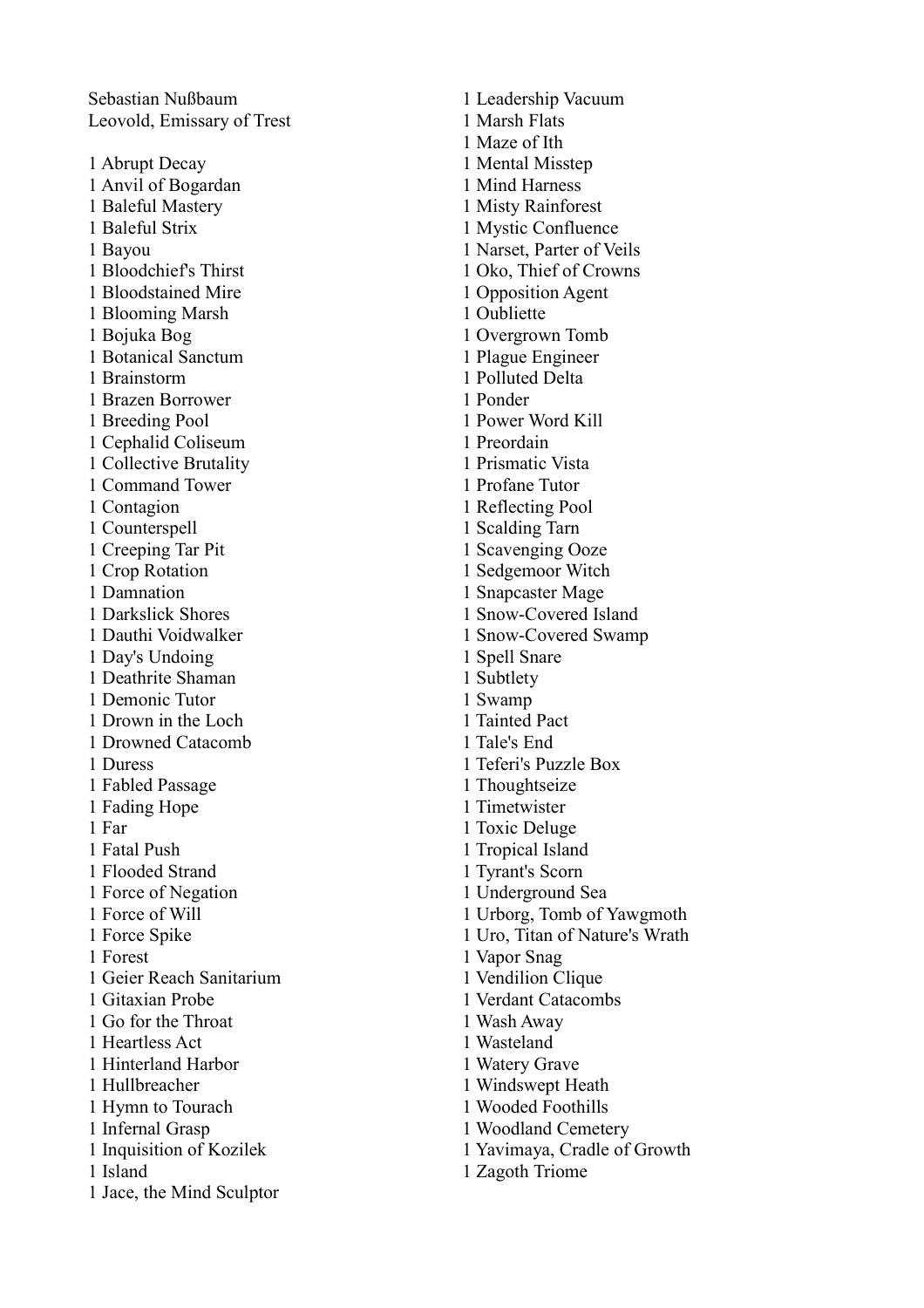Sebastian Nußbaum
Leovold, Emissary of Trest

1 Abrupt Decay
1 Anvil of Bogardan
1 Baleful Mastery
1 Baleful Strix
1 Bayou
1 Bloodchief's Thirst
1 Bloodstained Mire
1 Blooming Marsh
1 Bojuka Bog
1 Botanical Sanctum
1 Brainstorm
1 Brazen Borrower
1 Breeding Pool
1 Cephalid Coliseum
1 Collective Brutality
1 Command Tower
1 Contagion
1 Counterspell
1 Creeping Tar Pit
1 Crop Rotation
1 Damnation
1 Darkslick Shores
1 Dauthi Voidwalker
1 Day's Undoing
1 Deathrite Shaman
1 Demonic Tutor
1 Drown in the Loch
1 Drowned Catacomb
1 Duress
1 Fabled Passage
1 Fading Hope
1 Far
1 Fatal Push
1 Flooded Strand
1 Force of Negation
1 Force of Will
1 Force Spike
1 Forest
1 Geier Reach Sanitarium
1 Gitaxian Probe
1 Go for the Throat
1 Heartless Act
1 Hinterland Harbor
1 Hullbreacher
1 Hymn to Tourach
1 Infernal Grasp
1 Inquisition of Kozilek
1 Island
1 Jace, the Mind Sculptor
1 Leadership Vacuum
1 Marsh Flats
1 Maze of Ith
1 Mental Misstep
1 Mind Harness
1 Misty Rainforest
1 Mystic Confluence
1 Narset, Parter of Veils
1 Oko, Thief of Crowns
1 Opposition Agent
1 Oubliette
1 Overgrown Tomb
1 Plague Engineer
1 Polluted Delta
1 Ponder
1 Power Word Kill
1 Preordain
1 Prismatic Vista
1 Profane Tutor
1 Reflecting Pool
1 Scalding Tarn
1 Scavenging Ooze
1 Sedgemoor Witch
1 Snapcaster Mage
1 Snow-Covered Island
1 Snow-Covered Swamp
1 Spell Snare
1 Subtlety
1 Swamp
1 Tainted Pact
1 Tale's End
1 Teferi's Puzzle Box
1 Thoughtseize
1 Timetwister
1 Toxic Deluge
1 Tropical Island
1 Tyrant's Scorn
1 Underground Sea
1 Urborg, Tomb of Yawgmoth
1 Uro, Titan of Nature's Wrath
1 Vapor Snag
1 Vendilion Clique
1 Verdant Catacombs
1 Wash Away
1 Wasteland
1 Watery Grave
1 Windswept Heath
1 Wooded Foothills
1 Woodland Cemetery
1 Yavimaya, Cradle of Growth
1 Zagoth Triome